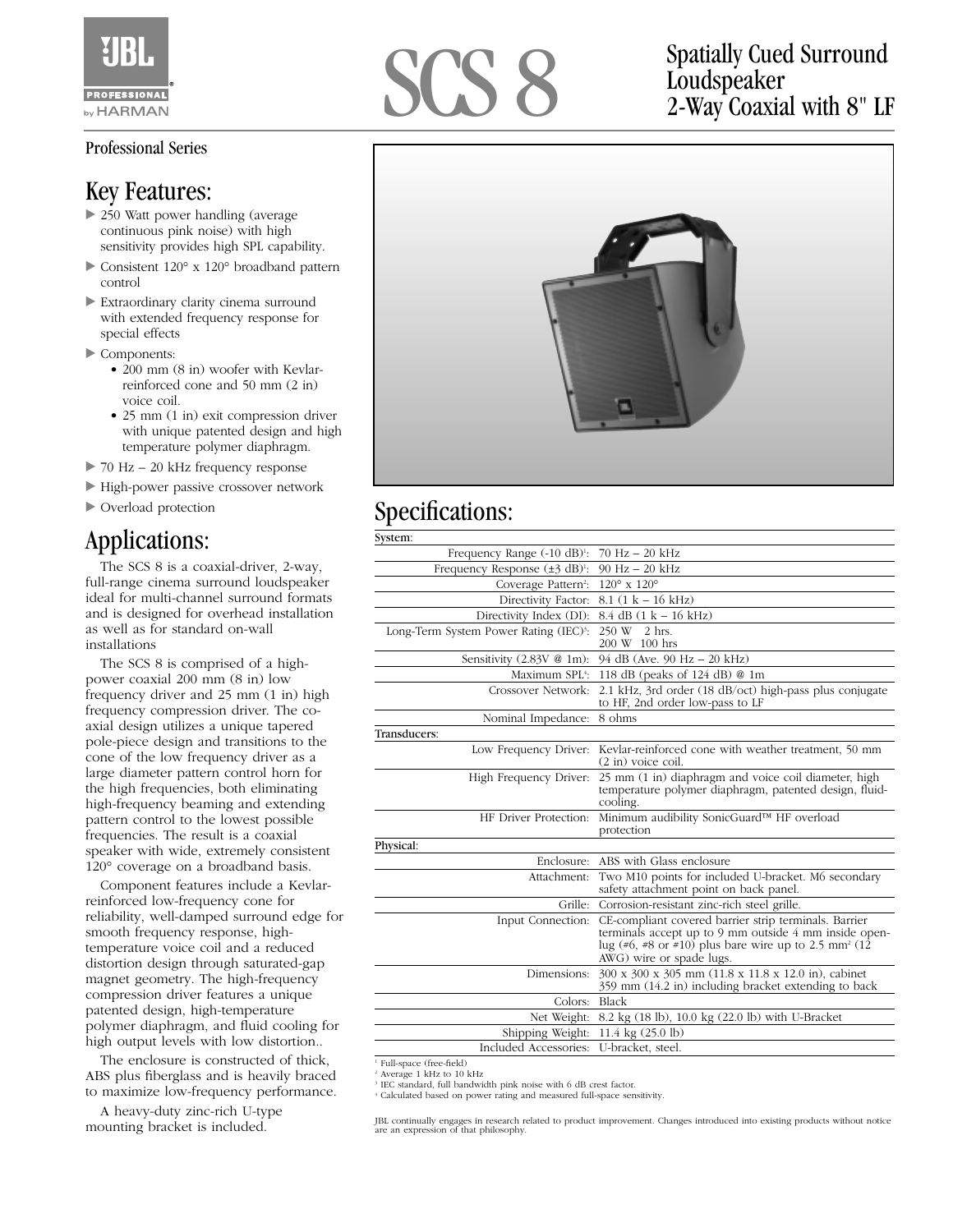# SCS 8

## Spatially Cued Surround Loudspeaker 2-Way Coaxial with 8" LF

Professional Series

## Key Features:

- 250 Watt power handling (average continuous pink noise) with high sensitivity provides high SPL capability.
- Consistent 120° x 120° broadband pattern control
- Extraordinary clarity cinema surround with extended frequency response for special effects
- Components:
  - 200 mm (8 in) woofer with Kevlar-reinforced cone and 50 mm (2 in) voice coil.
  - 25 mm (1 in) exit compression driver with unique patented design and high temperature polymer diaphragm.
- 70 Hz – 20 kHz frequency response
- High-power passive crossover network
- Overload protection

## Applications:

The SCS 8 is a coaxial-driver, 2-way, full-range cinema surround loudspeaker ideal for multi-channel surround formats and is designed for overhead installation as well as for standard on-wall installations

The SCS 8 is comprised of a high-power coaxial 200 mm (8 in) low frequency driver and 25 mm (1 in) high frequency compression driver. The co-axial design utilizes a unique tapered pole-piece design and transitions to the cone of the low frequency driver as a large diameter pattern control horn for the high frequencies, both eliminating high-frequency beaming and extending pattern control to the lowest possible frequencies. The result is a coaxial speaker with wide, extremely consistent 120° coverage on a broadband basis.

Component features include a Kevlar-reinforced low-frequency cone for reliability, well-damped surround edge for smooth frequency response, high-temperature voice coil and a reduced distortion design through saturated-gap magnet geometry. The high-frequency compression driver features a unique patented design, high-temperature polymer diaphragm, and fluid cooling for high output levels with low distortion..

The enclosure is constructed of thick, ABS plus fiberglass and is heavily braced to maximize low-frequency performance.

A heavy-duty zinc-rich U-type mounting bracket is included.

## Specifications:

| | |
|---|---|
| **System:** | |
| Frequency Range (-10 dB)[1]: | 70 Hz – 20 kHz |
| Frequency Response (±3 dB)[1]: | 90 Hz – 20 kHz |
| Coverage Pattern[2]: | 120° x 120° |
| Directivity Factor: | 8.1 (1 k – 16 kHz) |
| Directivity Index (DI): | 8.4 dB (1 k – 16 kHz) |
| Long-Term System Power Rating (IEC)[3]: | 250 W 2 hrs.<br>200 W 100 hrs |
| Sensitivity (2.83V @ 1m): | 94 dB (Ave. 90 Hz – 20 kHz) |
| Maximum SPL[4]: | 118 dB (peaks of 124 dB) @ 1m |
| Crossover Network: | 2.1 kHz, 3rd order (18 dB/oct) high-pass plus conjugate to HF, 2nd order low-pass to LF |
| Nominal Impedance: | 8 ohms |
| **Transducers:** | |
| Low Frequency Driver: | Kevlar-reinforced cone with weather treatment, 50 mm (2 in) voice coil. |
| High Frequency Driver: | 25 mm (1 in) diaphragm and voice coil diameter, high temperature polymer diaphragm, patented design, fluid-cooling. |
| HF Driver Protection: | Minimum audibility SonicGuard™ HF overload protection |
| **Physical:** | |
| Enclosure: | ABS with Glass enclosure |
| Attachment: | Two M10 points for included U-bracket. M6 secondary safety attachment point on back panel. |
| Grille: | Corrosion-resistant zinc-rich steel grille. |
| Input Connection: | CE-compliant covered barrier strip terminals. Barrier terminals accept up to 9 mm outside 4 mm inside open-lug (#6, #8 or #10) plus bare wire up to 2.5 mm² (12 AWG) wire or spade lugs. |
| Dimensions: | 300 x 300 x 305 mm (11.8 x 11.8 x 12.0 in), cabinet 359 mm (14.2 in) including bracket extending to back |
| Colors: | Black |
| Net Weight: | 8.2 kg (18 lb), 10.0 kg (22.0 lb) with U-Bracket |
| Shipping Weight: | 11.4 kg (25.0 lb) |
| Included Accessories: | U-bracket, steel. |

[1] Full-space (free-field)
[2] Average 1 kHz to 10 kHz
[3] IEC standard, full bandwidth pink noise with 6 dB crest factor.
[4] Calculated based on power rating and measured full-space sensitivity.

JBL continually engages in research related to product improvement. Changes introduced into existing products without notice are an expression of that philosophy.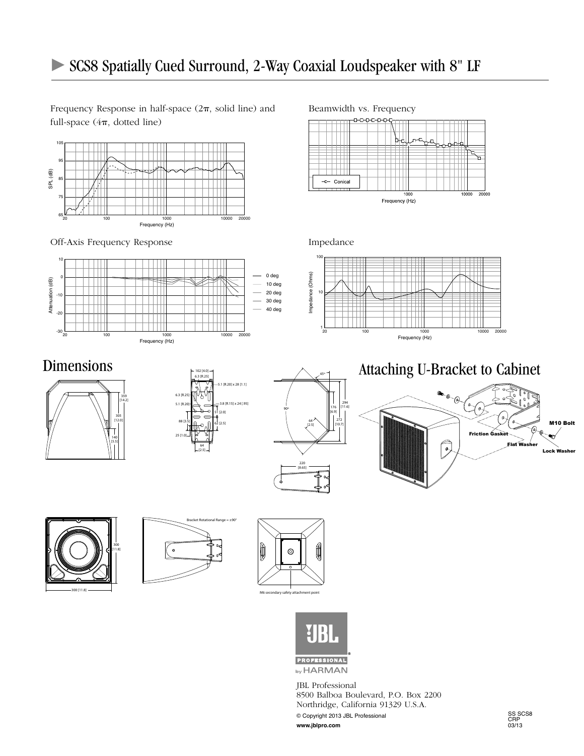# SCS8 Spatially Cued Surround, 2-Way Coaxial Loudspeaker with 8" LF

Frequency Response in half-space (2π, solid line) and full-space (4π, dotted line)

105
95
85
75
65
SPL (dB)
20 100 1000 10000 20000
Frequency (Hz)

Beamwidth vs. Frequency

Conical
1000 10000 20000
Frequency (Hz)

Off-Axis Frequency Response

10
0
-10
-20
-30
Attenuation (dB)
20 100 1000 10000 20000
Frequency (Hz)

0 deg
10 deg
20 deg
30 deg
40 deg

Impedance

100
10
1
Impedance (Ohms)
20 100 1000 10000 20000
Frequency (Hz)

## Dimensions

359 [14.2]
305 [12.0]
140 [5.5]

102 [4.0]
6.3 [R.25]
5.1 [R.20] x 28 [1.1]
6.3 [R.25]
5.1 [R.20]
3.8 [R.15] x 24 [.95]
51 [2.0]
88 [3.5]
62 [2.5]
25 [1.0]
64 [2.5]

45°
90°
176 [6.9]
294 [11.6]
64 [2.5]
272 [10.7]

220 [8.65]

300 [11.8]
300 [11.8]

Bracket Rotational Range = ±90°

M6 secondary safety attachment point

## Attaching U-Bracket to Cabinet

M10 Bolt
Friction Gasket
Flat Washer
Lock Washer

JBL PROFESSIONAL by HARMAN

JBL Professional
8500 Balboa Boulevard, P.O. Box 2200
Northridge, California 91329 U.S.A.

© Copyright 2013 JBL Professional

www.jblpro.com

SS SCS8
CRP
03/13